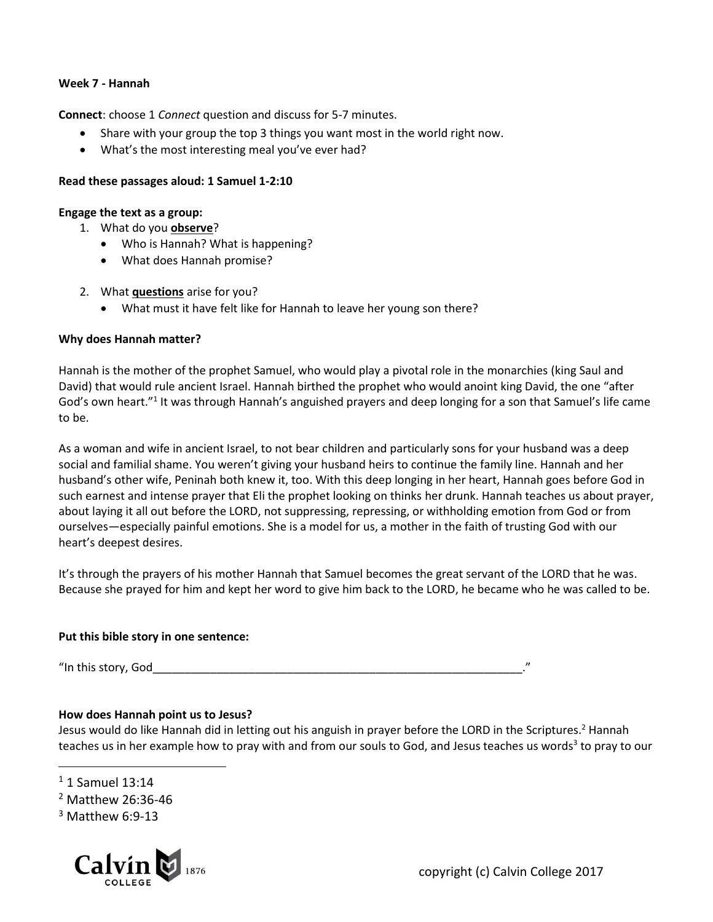**Week 7 - Hannah**

**Connect**: choose 1 *Connect* question and discuss for 5-7 minutes.

- Share with your group the top 3 things you want most in the world right now.
- What's the most interesting meal you've ever had?

**Read these passages aloud: 1 Samuel 1-2:10**

**Engage the text as a group:**

1. What do you **observe**?
   - Who is Hannah? What is happening?
   - What does Hannah promise?

2. What **questions** arise for you?
   - What must it have felt like for Hannah to leave her young son there?

**Why does Hannah matter?**

Hannah is the mother of the prophet Samuel, who would play a pivotal role in the monarchies (king Saul and David) that would rule ancient Israel. Hannah birthed the prophet who would anoint king David, the one "after God's own heart."[1] It was through Hannah's anguished prayers and deep longing for a son that Samuel's life came to be.

As a woman and wife in ancient Israel, to not bear children and particularly sons for your husband was a deep social and familial shame. You weren't giving your husband heirs to continue the family line. Hannah and her husband's other wife, Peninah both knew it, too. With this deep longing in her heart, Hannah goes before God in such earnest and intense prayer that Eli the prophet looking on thinks her drunk. Hannah teaches us about prayer, about laying it all out before the LORD, not suppressing, repressing, or withholding emotion from God or from ourselves—especially painful emotions. She is a model for us, a mother in the faith of trusting God with our heart's deepest desires.

It's through the prayers of his mother Hannah that Samuel becomes the great servant of the LORD that he was. Because she prayed for him and kept her word to give him back to the LORD, he became who he was called to be.

**Put this bible story in one sentence:**

"In this story, God____________________________________________________________."

**How does Hannah point us to Jesus?**

Jesus would do like Hannah did in letting out his anguish in prayer before the LORD in the Scriptures.[2] Hannah teaches us in her example how to pray with and from our souls to God, and Jesus teaches us words[3] to pray to our

[1] 1 Samuel 13:14

[2] Matthew 26:36-46

[3] Matthew 6:9-13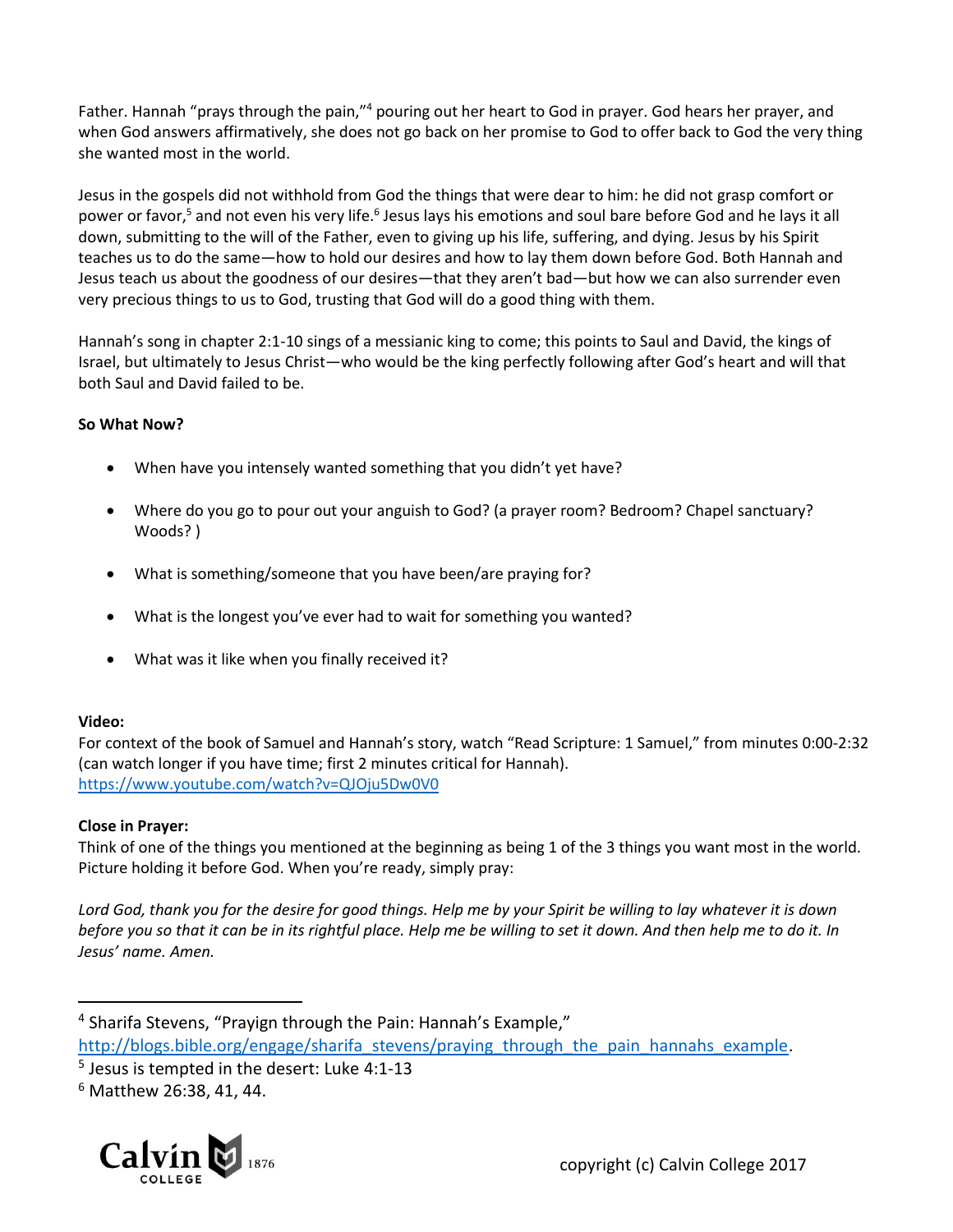Father. Hannah "prays through the pain,"[4] pouring out her heart to God in prayer. God hears her prayer, and when God answers affirmatively, she does not go back on her promise to God to offer back to God the very thing she wanted most in the world.

Jesus in the gospels did not withhold from God the things that were dear to him: he did not grasp comfort or power or favor,[5] and not even his very life.[6] Jesus lays his emotions and soul bare before God and he lays it all down, submitting to the will of the Father, even to giving up his life, suffering, and dying. Jesus by his Spirit teaches us to do the same—how to hold our desires and how to lay them down before God. Both Hannah and Jesus teach us about the goodness of our desires—that they aren't bad—but how we can also surrender even very precious things to us to God, trusting that God will do a good thing with them.

Hannah's song in chapter 2:1-10 sings of a messianic king to come; this points to Saul and David, the kings of Israel, but ultimately to Jesus Christ—who would be the king perfectly following after God's heart and will that both Saul and David failed to be.

**So What Now?**

- When have you intensely wanted something that you didn't yet have?
- Where do you go to pour out your anguish to God? (a prayer room? Bedroom? Chapel sanctuary? Woods? )
- What is something/someone that you have been/are praying for?
- What is the longest you've ever had to wait for something you wanted?
- What was it like when you finally received it?

**Video:**
For context of the book of Samuel and Hannah's story, watch "Read Scripture: 1 Samuel," from minutes 0:00-2:32 (can watch longer if you have time; first 2 minutes critical for Hannah).
https://www.youtube.com/watch?v=QJOju5Dw0V0

**Close in Prayer:**
Think of one of the things you mentioned at the beginning as being 1 of the 3 things you want most in the world. Picture holding it before God. When you're ready, simply pray:

*Lord God, thank you for the desire for good things. Help me by your Spirit be willing to lay whatever it is down before you so that it can be in its rightful place. Help me be willing to set it down. And then help me to do it. In Jesus' name. Amen.*

---

[4] Sharifa Stevens, "Prayign through the Pain: Hannah's Example," http://blogs.bible.org/engage/sharifa_stevens/praying_through_the_pain_hannahs_example.

[5] Jesus is tempted in the desert: Luke 4:1-13

[6] Matthew 26:38, 41, 44.

copyright (c) Calvin College 2017